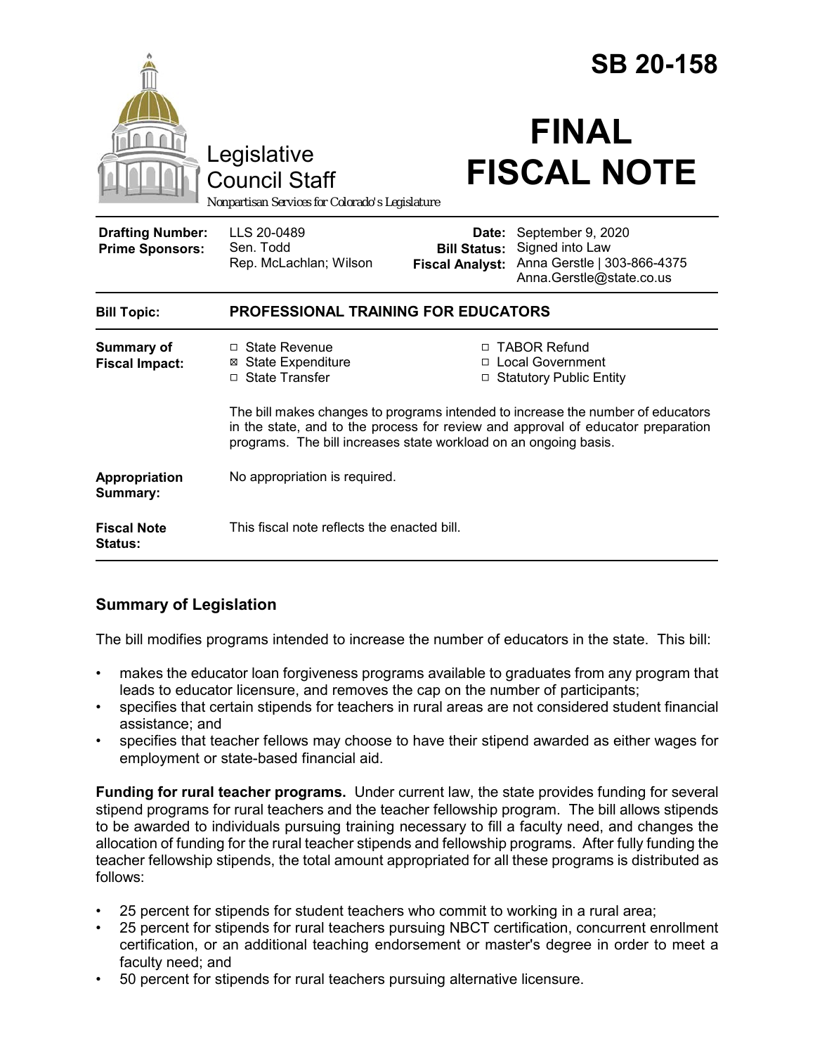# SB 20-158

# FINAL FISCAL NOTE

Legislative Council Staff

*Nonpartisan Services for Colorado's Legislature*

| | | | |
|---|---|---|---|
| **Drafting Number:** | LLS 20-0489 | **Date:** | September 9, 2020 |
| **Prime Sponsors:** | Sen. Todd<br>Rep. McLachlan; Wilson | **Bill Status:** | Signed into Law |
| | | **Fiscal Analyst:** | Anna Gerstle \| 303-866-4375<br>Anna.Gerstle@state.co.us |

| | |
|---|---|
| **Bill Topic:** | **PROFESSIONAL TRAINING FOR EDUCATORS** |
| **Summary of Fiscal Impact:** | ☐ State Revenue ☒ State Expenditure ☐ State Transfer ☐ TABOR Refund ☐ Local Government ☐ Statutory Public Entity<br><br>The bill makes changes to programs intended to increase the number of educators in the state, and to the process for review and approval of educator preparation programs. The bill increases state workload on an ongoing basis. |
| **Appropriation Summary:** | No appropriation is required. |
| **Fiscal Note Status:** | This fiscal note reflects the enacted bill. |

## Summary of Legislation

The bill modifies programs intended to increase the number of educators in the state. This bill:

- makes the educator loan forgiveness programs available to graduates from any program that leads to educator licensure, and removes the cap on the number of participants;
- specifies that certain stipends for teachers in rural areas are not considered student financial assistance; and
- specifies that teacher fellows may choose to have their stipend awarded as either wages for employment or state-based financial aid.

**Funding for rural teacher programs.** Under current law, the state provides funding for several stipend programs for rural teachers and the teacher fellowship program. The bill allows stipends to be awarded to individuals pursuing training necessary to fill a faculty need, and changes the allocation of funding for the rural teacher stipends and fellowship programs. After fully funding the teacher fellowship stipends, the total amount appropriated for all these programs is distributed as follows:

- 25 percent for stipends for student teachers who commit to working in a rural area;
- 25 percent for stipends for rural teachers pursuing NBCT certification, concurrent enrollment certification, or an additional teaching endorsement or master's degree in order to meet a faculty need; and
- 50 percent for stipends for rural teachers pursuing alternative licensure.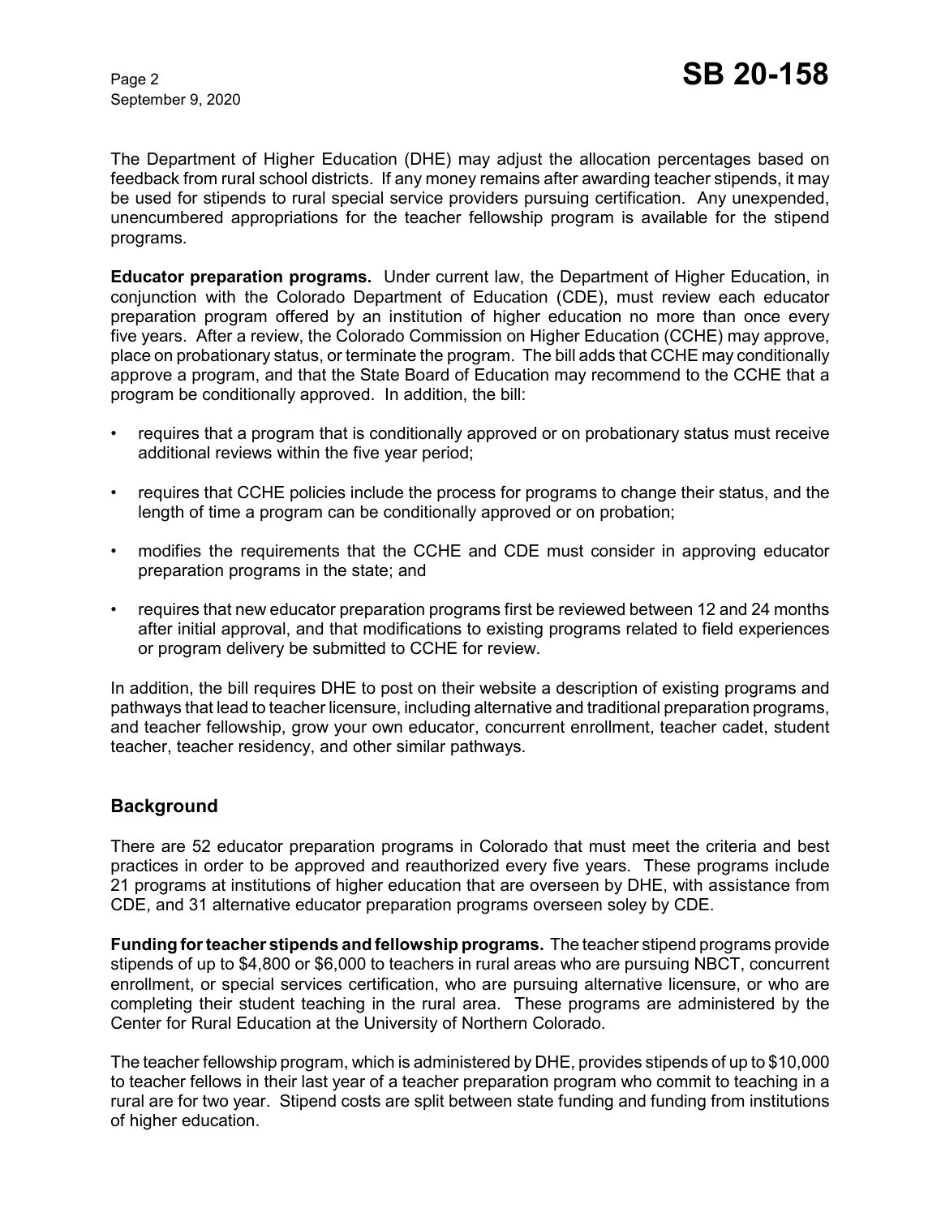The Department of Higher Education (DHE) may adjust the allocation percentages based on feedback from rural school districts. If any money remains after awarding teacher stipends, it may be used for stipends to rural special service providers pursuing certification. Any unexpended, unencumbered appropriations for the teacher fellowship program is available for the stipend programs.

**Educator preparation programs.** Under current law, the Department of Higher Education, in conjunction with the Colorado Department of Education (CDE), must review each educator preparation program offered by an institution of higher education no more than once every five years. After a review, the Colorado Commission on Higher Education (CCHE) may approve, place on probationary status, or terminate the program. The bill adds that CCHE may conditionally approve a program, and that the State Board of Education may recommend to the CCHE that a program be conditionally approved. In addition, the bill:

- requires that a program that is conditionally approved or on probationary status must receive additional reviews within the five year period;
- requires that CCHE policies include the process for programs to change their status, and the length of time a program can be conditionally approved or on probation;
- modifies the requirements that the CCHE and CDE must consider in approving educator preparation programs in the state; and
- requires that new educator preparation programs first be reviewed between 12 and 24 months after initial approval, and that modifications to existing programs related to field experiences or program delivery be submitted to CCHE for review.

In addition, the bill requires DHE to post on their website a description of existing programs and pathways that lead to teacher licensure, including alternative and traditional preparation programs, and teacher fellowship, grow your own educator, concurrent enrollment, teacher cadet, student teacher, teacher residency, and other similar pathways.

## Background

There are 52 educator preparation programs in Colorado that must meet the criteria and best practices in order to be approved and reauthorized every five years. These programs include 21 programs at institutions of higher education that are overseen by DHE, with assistance from CDE, and 31 alternative educator preparation programs overseen soley by CDE.

**Funding for teacher stipends and fellowship programs.** The teacher stipend programs provide stipends of up to $4,800 or $6,000 to teachers in rural areas who are pursuing NBCT, concurrent enrollment, or special services certification, who are pursuing alternative licensure, or who are completing their student teaching in the rural area. These programs are administered by the Center for Rural Education at the University of Northern Colorado.

The teacher fellowship program, which is administered by DHE, provides stipends of up to $10,000 to teacher fellows in their last year of a teacher preparation program who commit to teaching in a rural are for two year. Stipend costs are split between state funding and funding from institutions of higher education.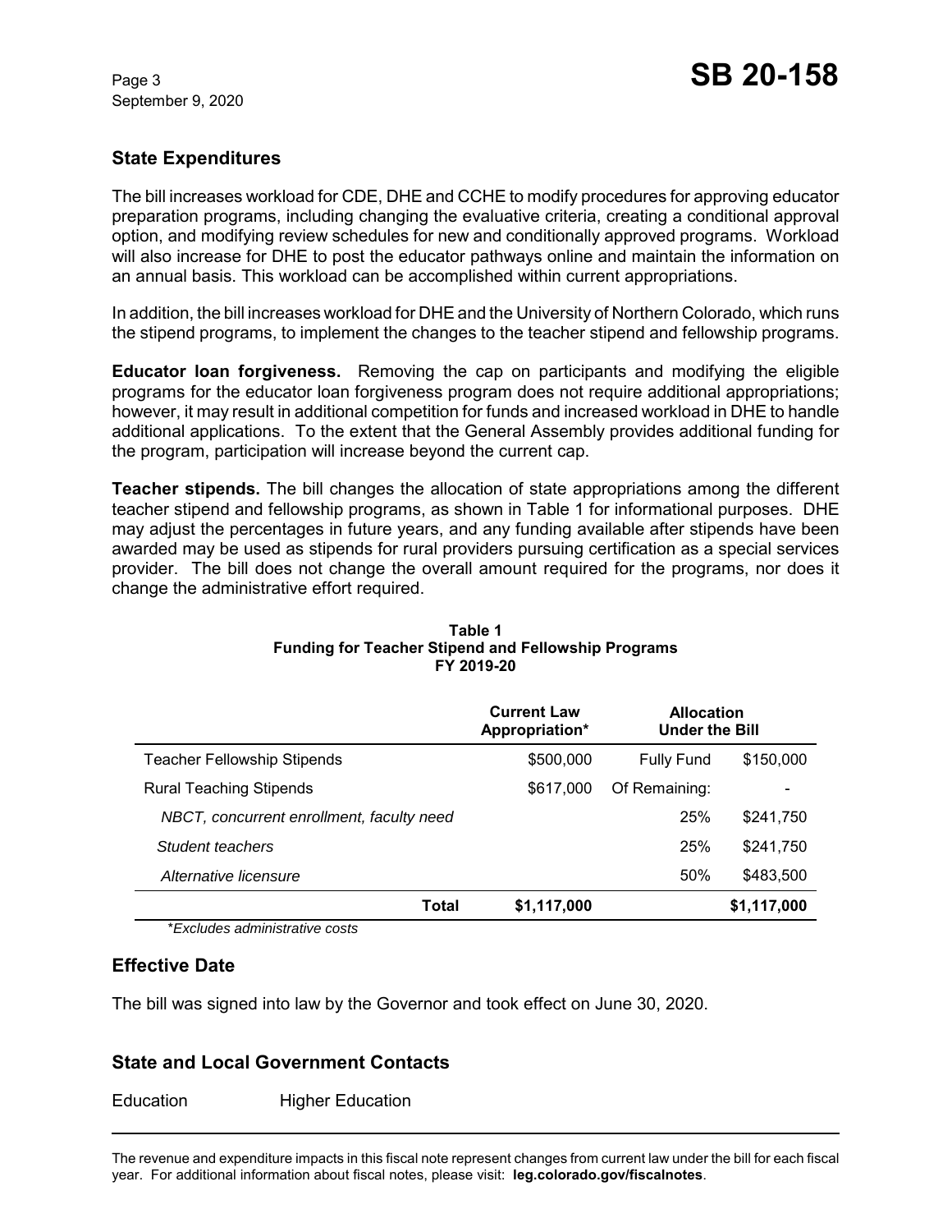## State Expenditures

The bill increases workload for CDE, DHE and CCHE to modify procedures for approving educator preparation programs, including changing the evaluative criteria, creating a conditional approval option, and modifying review schedules for new and conditionally approved programs. Workload will also increase for DHE to post the educator pathways online and maintain the information on an annual basis. This workload can be accomplished within current appropriations.

In addition, the bill increases workload for DHE and the University of Northern Colorado, which runs the stipend programs, to implement the changes to the teacher stipend and fellowship programs.

**Educator loan forgiveness.** Removing the cap on participants and modifying the eligible programs for the educator loan forgiveness program does not require additional appropriations; however, it may result in additional competition for funds and increased workload in DHE to handle additional applications. To the extent that the General Assembly provides additional funding for the program, participation will increase beyond the current cap.

**Teacher stipends.** The bill changes the allocation of state appropriations among the different teacher stipend and fellowship programs, as shown in Table 1 for informational purposes. DHE may adjust the percentages in future years, and any funding available after stipends have been awarded may be used as stipends for rural providers pursuing certification as a special services provider. The bill does not change the overall amount required for the programs, nor does it change the administrative effort required.

**Table 1**
**Funding for Teacher Stipend and Fellowship Programs**
**FY 2019-20**

| | Current Law Appropriation* | Allocation Under the Bill | |
|---|---|---|---|
| Teacher Fellowship Stipends | $500,000 | Fully Fund | $150,000 |
| Rural Teaching Stipends | $617,000 | Of Remaining: | - |
| *NBCT, concurrent enrollment, faculty need* | | 25% | $241,750 |
| *Student teachers* | | 25% | $241,750 |
| *Alternative licensure* | | 50% | $483,500 |
| **Total** | **$1,117,000** | | **$1,117,000** |

*\*Excludes administrative costs*

## Effective Date

The bill was signed into law by the Governor and took effect on June 30, 2020.

## State and Local Government Contacts

Education Higher Education

The revenue and expenditure impacts in this fiscal note represent changes from current law under the bill for each fiscal year. For additional information about fiscal notes, please visit: **leg.colorado.gov/fiscalnotes**.